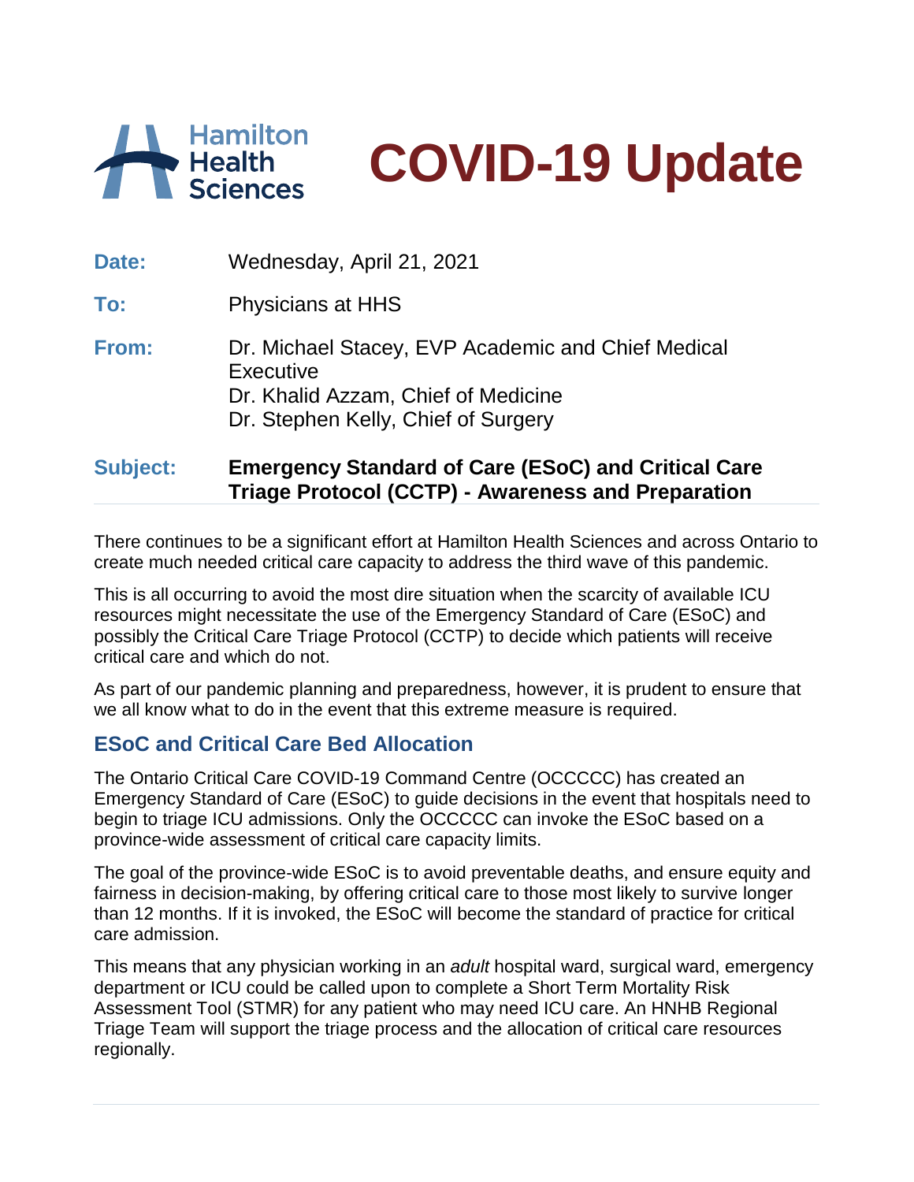Hamilton Health Sciences

# COVID-19 Update

**Date:** Wednesday, April 21, 2021

**To:** Physicians at HHS

**From:** Dr. Michael Stacey, EVP Academic and Chief Medical Executive
Dr. Khalid Azzam, Chief of Medicine
Dr. Stephen Kelly, Chief of Surgery

**Subject:** **Emergency Standard of Care (ESoC) and Critical Care Triage Protocol (CCTP) - Awareness and Preparation**

There continues to be a significant effort at Hamilton Health Sciences and across Ontario to create much needed critical care capacity to address the third wave of this pandemic.

This is all occurring to avoid the most dire situation when the scarcity of available ICU resources might necessitate the use of the Emergency Standard of Care (ESoC) and possibly the Critical Care Triage Protocol (CCTP) to decide which patients will receive critical care and which do not.

As part of our pandemic planning and preparedness, however, it is prudent to ensure that we all know what to do in the event that this extreme measure is required.

## ESoC and Critical Care Bed Allocation

The Ontario Critical Care COVID-19 Command Centre (OCCCCC) has created an Emergency Standard of Care (ESoC) to guide decisions in the event that hospitals need to begin to triage ICU admissions. Only the OCCCCC can invoke the ESoC based on a province-wide assessment of critical care capacity limits.

The goal of the province-wide ESoC is to avoid preventable deaths, and ensure equity and fairness in decision-making, by offering critical care to those most likely to survive longer than 12 months. If it is invoked, the ESoC will become the standard of practice for critical care admission.

This means that any physician working in an *adult* hospital ward, surgical ward, emergency department or ICU could be called upon to complete a Short Term Mortality Risk Assessment Tool (STMR) for any patient who may need ICU care. An HNHB Regional Triage Team will support the triage process and the allocation of critical care resources regionally.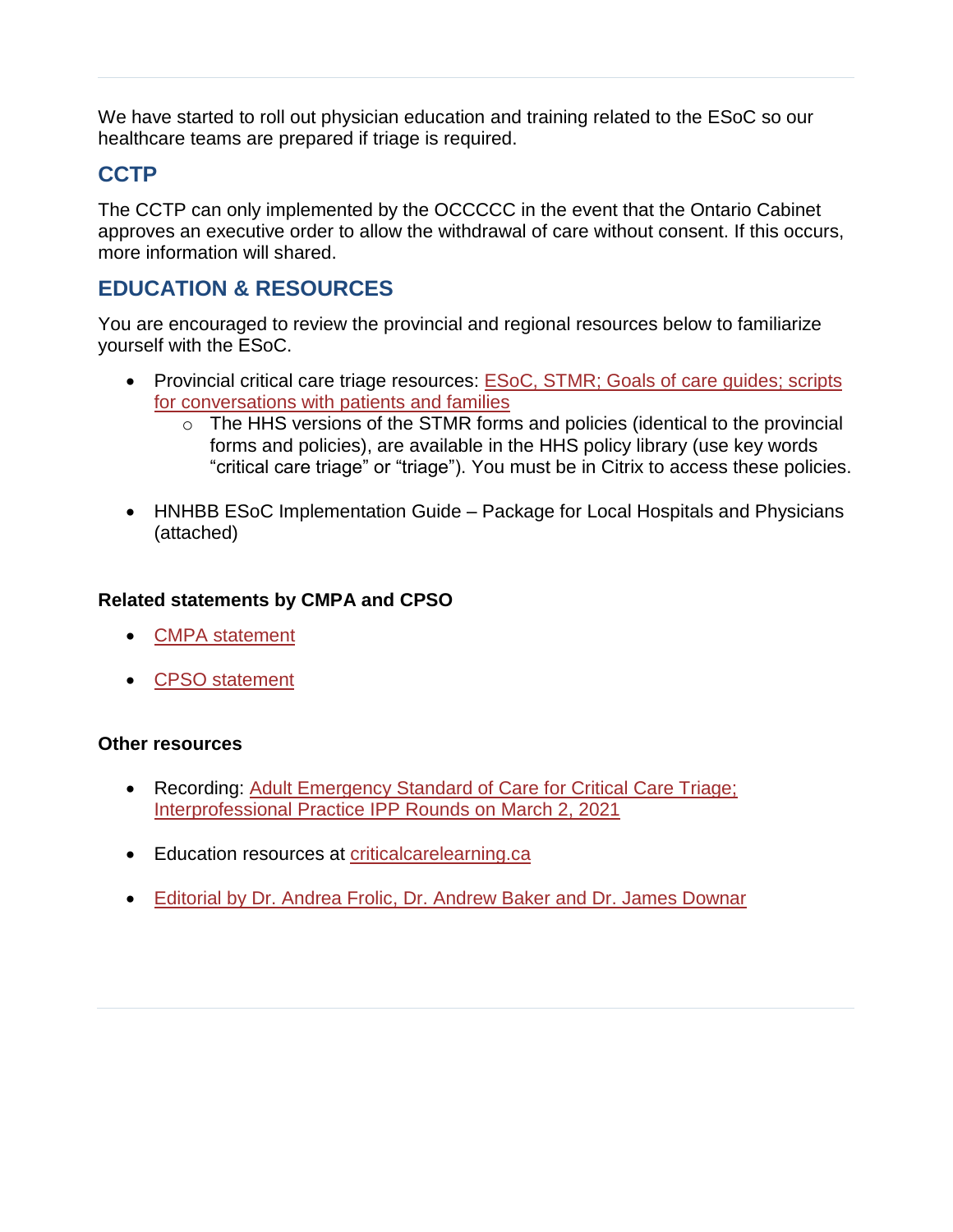We have started to roll out physician education and training related to the ESoC so our healthcare teams are prepared if triage is required.

## CCTP

The CCTP can only implemented by the OCCCCC in the event that the Ontario Cabinet approves an executive order to allow the withdrawal of care without consent. If this occurs, more information will shared.

## EDUCATION & RESOURCES

You are encouraged to review the provincial and regional resources below to familiarize yourself with the ESoC.

- Provincial critical care triage resources: ESoC, STMR; Goals of care guides; scripts for conversations with patients and families
  - The HHS versions of the STMR forms and policies (identical to the provincial forms and policies), are available in the HHS policy library (use key words "critical care triage" or "triage"). You must be in Citrix to access these policies.
- HNHBB ESoC Implementation Guide – Package for Local Hospitals and Physicians (attached)

**Related statements by CMPA and CPSO**

- CMPA statement
- CPSO statement

**Other resources**

- Recording: Adult Emergency Standard of Care for Critical Care Triage; Interprofessional Practice IPP Rounds on March 2, 2021
- Education resources at criticalcarelearning.ca
- Editorial by Dr. Andrea Frolic, Dr. Andrew Baker and Dr. James Downar